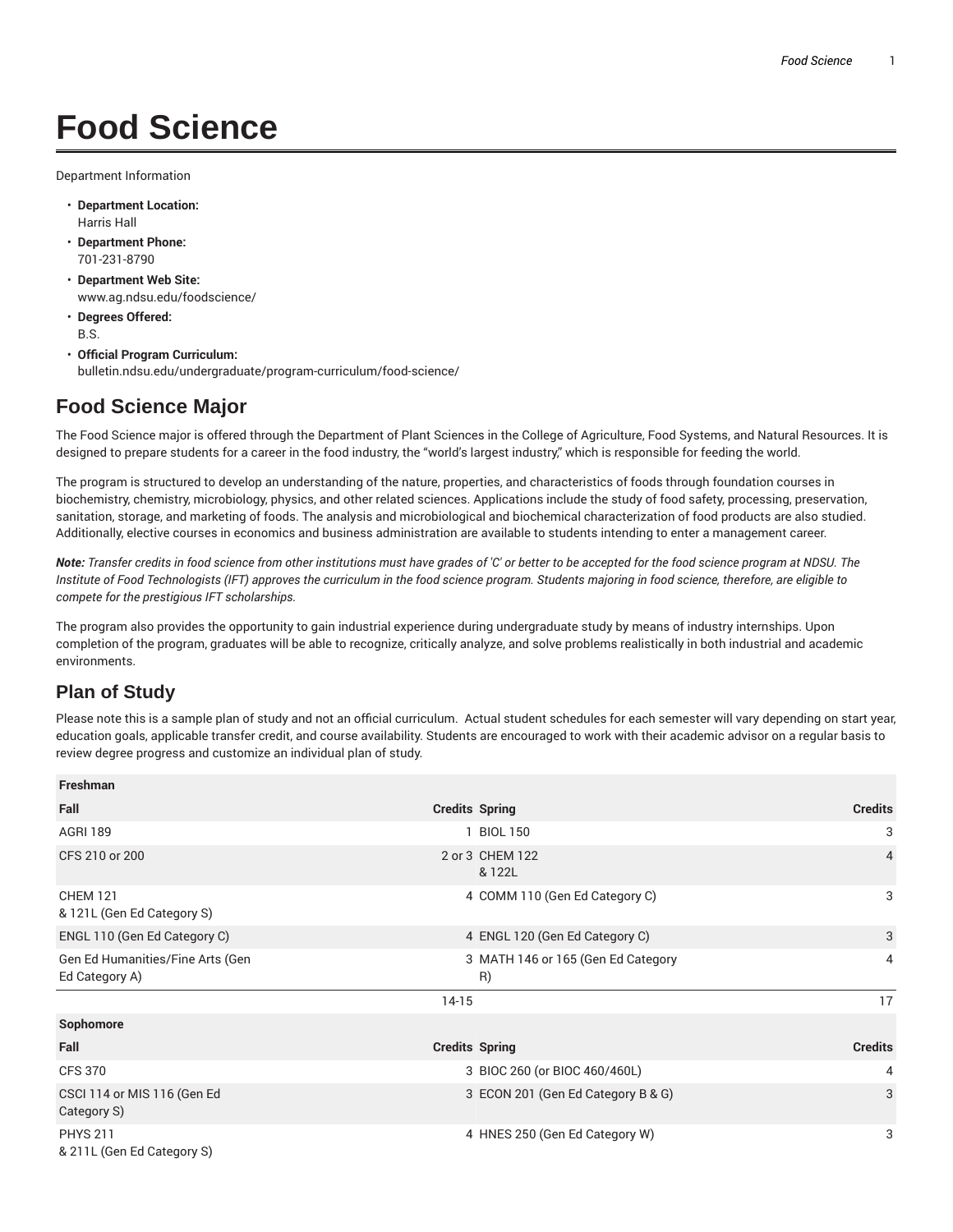# Food Science

Department Information

- **Department Location:**
  Harris Hall
- **Department Phone:**
  701-231-8790
- **Department Web Site:**
  www.ag.ndsu.edu/foodscience/
- **Degrees Offered:**
  B.S.
- **Official Program Curriculum:**
  bulletin.ndsu.edu/undergraduate/program-curriculum/food-science/

## Food Science Major

The Food Science major is offered through the Department of Plant Sciences in the College of Agriculture, Food Systems, and Natural Resources. It is designed to prepare students for a career in the food industry, the "world's largest industry," which is responsible for feeding the world.

The program is structured to develop an understanding of the nature, properties, and characteristics of foods through foundation courses in biochemistry, chemistry, microbiology, physics, and other related sciences. Applications include the study of food safety, processing, preservation, sanitation, storage, and marketing of foods. The analysis and microbiological and biochemical characterization of food products are also studied. Additionally, elective courses in economics and business administration are available to students intending to enter a management career.

***Note:*** *Transfer credits in food science from other institutions must have grades of 'C' or better to be accepted for the food science program at NDSU. The Institute of Food Technologists (IFT) approves the curriculum in the food science program. Students majoring in food science, therefore, are eligible to compete for the prestigious IFT scholarships.*

The program also provides the opportunity to gain industrial experience during undergraduate study by means of industry internships. Upon completion of the program, graduates will be able to recognize, critically analyze, and solve problems realistically in both industrial and academic environments.

## Plan of Study

Please note this is a sample plan of study and not an official curriculum. Actual student schedules for each semester will vary depending on start year, education goals, applicable transfer credit, and course availability. Students are encouraged to work with their academic advisor on a regular basis to review degree progress and customize an individual plan of study.

| **Freshman** | | | |
|---|---|---|---|
| **Fall** | **Credits** | **Spring** | **Credits** |
| AGRI 189 | 1 | BIOL 150 | 3 |
| CFS 210 or 200 | 2 or 3 | CHEM 122 & 122L | 4 |
| CHEM 121 & 121L (Gen Ed Category S) | 4 | COMM 110 (Gen Ed Category C) | 3 |
| ENGL 110 (Gen Ed Category C) | 4 | ENGL 120 (Gen Ed Category C) | 3 |
| Gen Ed Humanities/Fine Arts (Gen Ed Category A) | 3 | MATH 146 or 165 (Gen Ed Category R) | 4 |
| | 14-15 | | 17 |
| **Sophomore** | | | |
| **Fall** | **Credits** | **Spring** | **Credits** |
| CFS 370 | 3 | BIOC 260 (or BIOC 460/460L) | 4 |
| CSCI 114 or MIS 116 (Gen Ed Category S) | 3 | ECON 201 (Gen Ed Category B & G) | 3 |
| PHYS 211 & 211L (Gen Ed Category S) | 4 | HNES 250 (Gen Ed Category W) | 3 |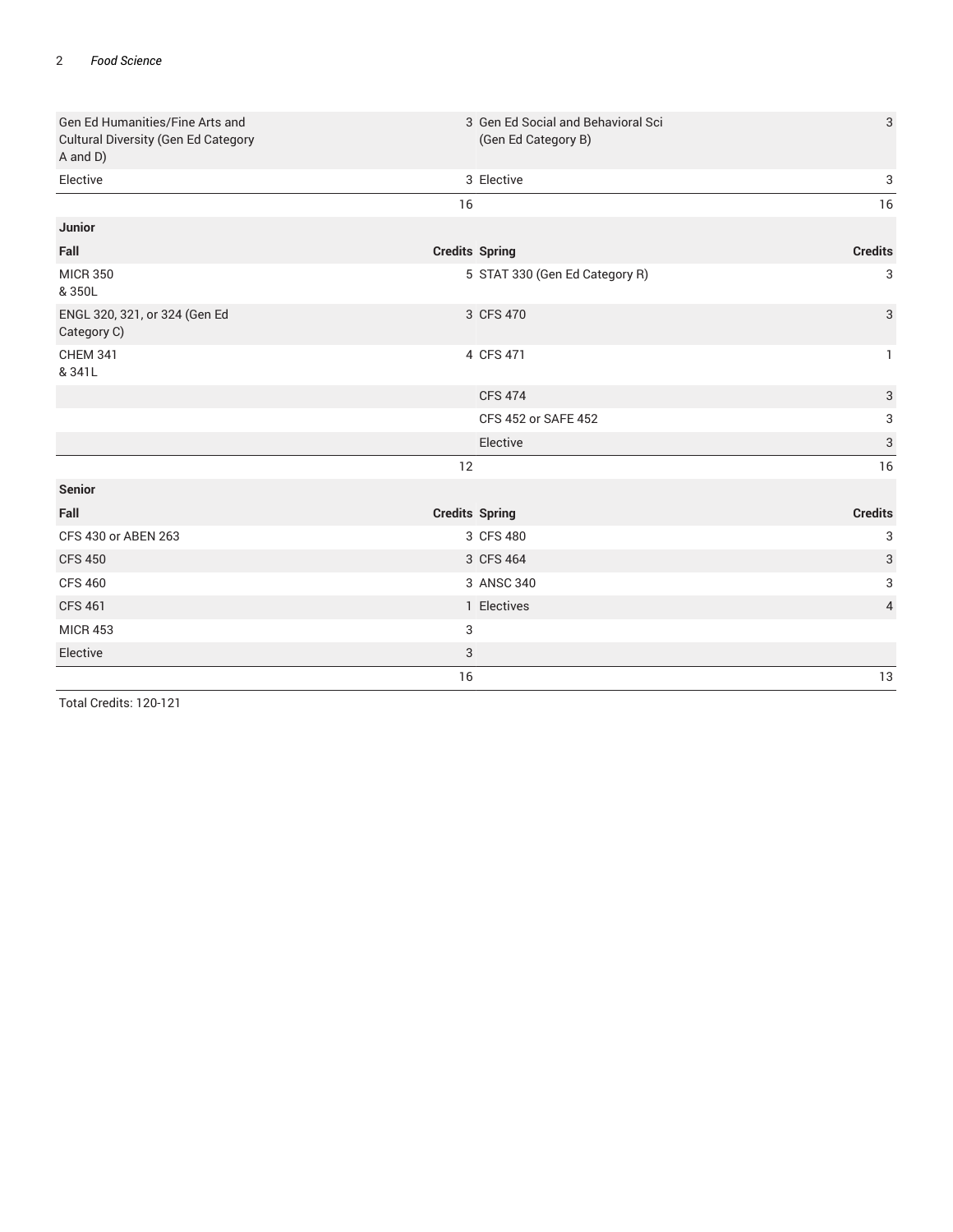| | | | |
|---|---|---|---|
| Gen Ed Humanities/Fine Arts and Cultural Diversity (Gen Ed Category A and D) | 3 | Gen Ed Social and Behavioral Sci (Gen Ed Category B) | 3 |
| Elective | 3 | Elective | 3 |
| | 16 | | 16 |
| **Junior** | | | |
| **Fall** | **Credits** | **Spring** | **Credits** |
| MICR 350 & 350L | 5 | STAT 330 (Gen Ed Category R) | 3 |
| ENGL 320, 321, or 324 (Gen Ed Category C) | 3 | CFS 470 | 3 |
| CHEM 341 & 341L | 4 | CFS 471 | 1 |
| | | CFS 474 | 3 |
| | | CFS 452 or SAFE 452 | 3 |
| | | Elective | 3 |
| | 12 | | 16 |
| **Senior** | | | |
| **Fall** | **Credits** | **Spring** | **Credits** |
| CFS 430 or ABEN 263 | 3 | CFS 480 | 3 |
| CFS 450 | 3 | CFS 464 | 3 |
| CFS 460 | 3 | ANSC 340 | 3 |
| CFS 461 | 1 | Electives | 4 |
| MICR 453 | 3 | | |
| Elective | 3 | | |
| | 16 | | 13 |

Total Credits: 120-121